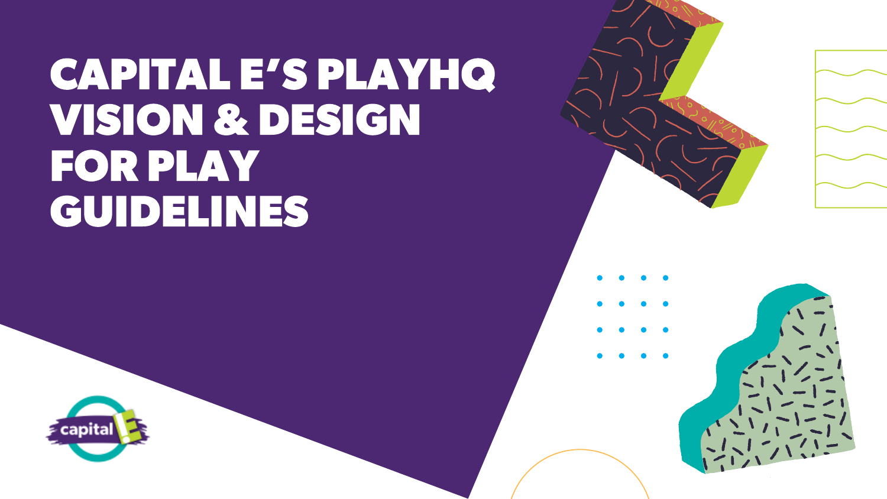# CAPITAL E'S PLAYHQ VISION & DESIGN FOR PLAY GUIDELINES

capital E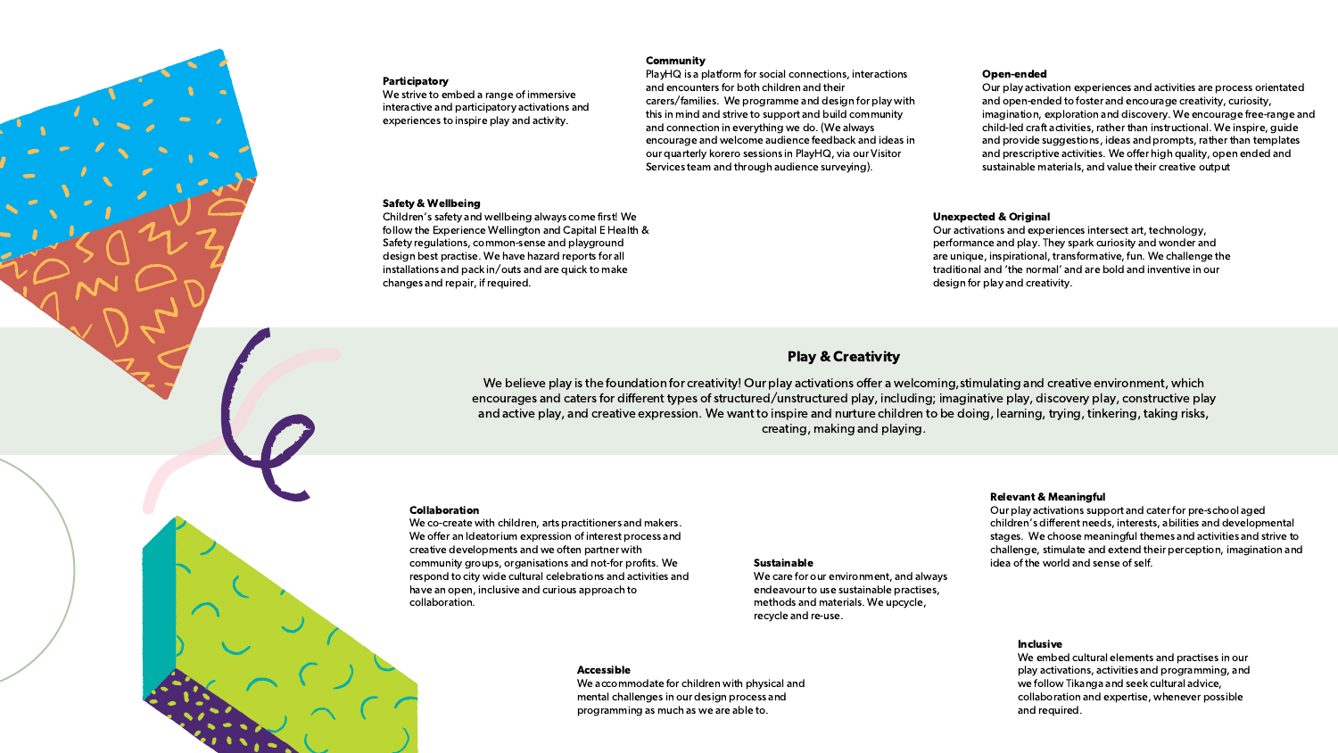### Participatory

We strive to embed a range of immersive interactive and participatory activations and experiences to inspire play and activity.

### Community

PlayHQ is a platform for social connections, interactions and encounters for both children and their carers/families. We programme and design for play with this in mind and strive to support and build community and connection in everything we do. (We always encourage and welcome audience feedback and ideas in our quarterly korero sessions in PlayHQ, via our Visitor Services team and through audience surveying).

### Open-ended

Our play activation experiences and activities are process orientated and open-ended to foster and encourage creativity, curiosity, imagination, exploration and discovery. We encourage free-range and child-led craft activities, rather than instructional. We inspire, guide and provide suggestions, ideas and prompts, rather than templates and prescriptive activities. We offer high quality, open ended and sustainable materials, and value their creative output

### Safety & Wellbeing

Children's safety and wellbeing always come first! We follow the Experience Wellington and Capital E Health & Safety regulations, common-sense and playground design best practise. We have hazard reports for all installations and pack in/outs and are quick to make changes and repair, if required.

### Unexpected & Original

Our activations and experiences intersect art, technology, performance and play. They spark curiosity and wonder and are unique, inspirational, transformative, fun. We challenge the traditional and 'the normal' and are bold and inventive in our design for play and creativity.

## Play & Creativity

We believe play is the foundation for creativity! Our play activations offer a welcoming, stimulating and creative environment, which encourages and caters for different types of structured/unstructured play, including; imaginative play, discovery play, constructive play and active play, and creative expression. We want to inspire and nurture children to be doing, learning, trying, tinkering, taking risks, creating, making and playing.

### Collaboration

We co-create with children, arts practitioners and makers. We offer an Ideatorium expression of interest process and creative developments and we often partner with community groups, organisations and not-for profits. We respond to city wide cultural celebrations and activities and have an open, inclusive and curious approach to collaboration.

### Sustainable

We care for our environment, and always endeavour to use sustainable practises, methods and materials. We upcycle, recycle and re-use.

### Relevant & Meaningful

Our play activations support and cater for pre-school aged children's different needs, interests, abilities and developmental stages. We choose meaningful themes and activities and strive to challenge, stimulate and extend their perception, imagination and idea of the world and sense of self.

### Accessible

We accommodate for children with physical and mental challenges in our design process and programming as much as we are able to.

### Inclusive

We embed cultural elements and practises in our play activations, activities and programming, and we follow Tikanga and seek cultural advice, collaboration and expertise, whenever possible and required.